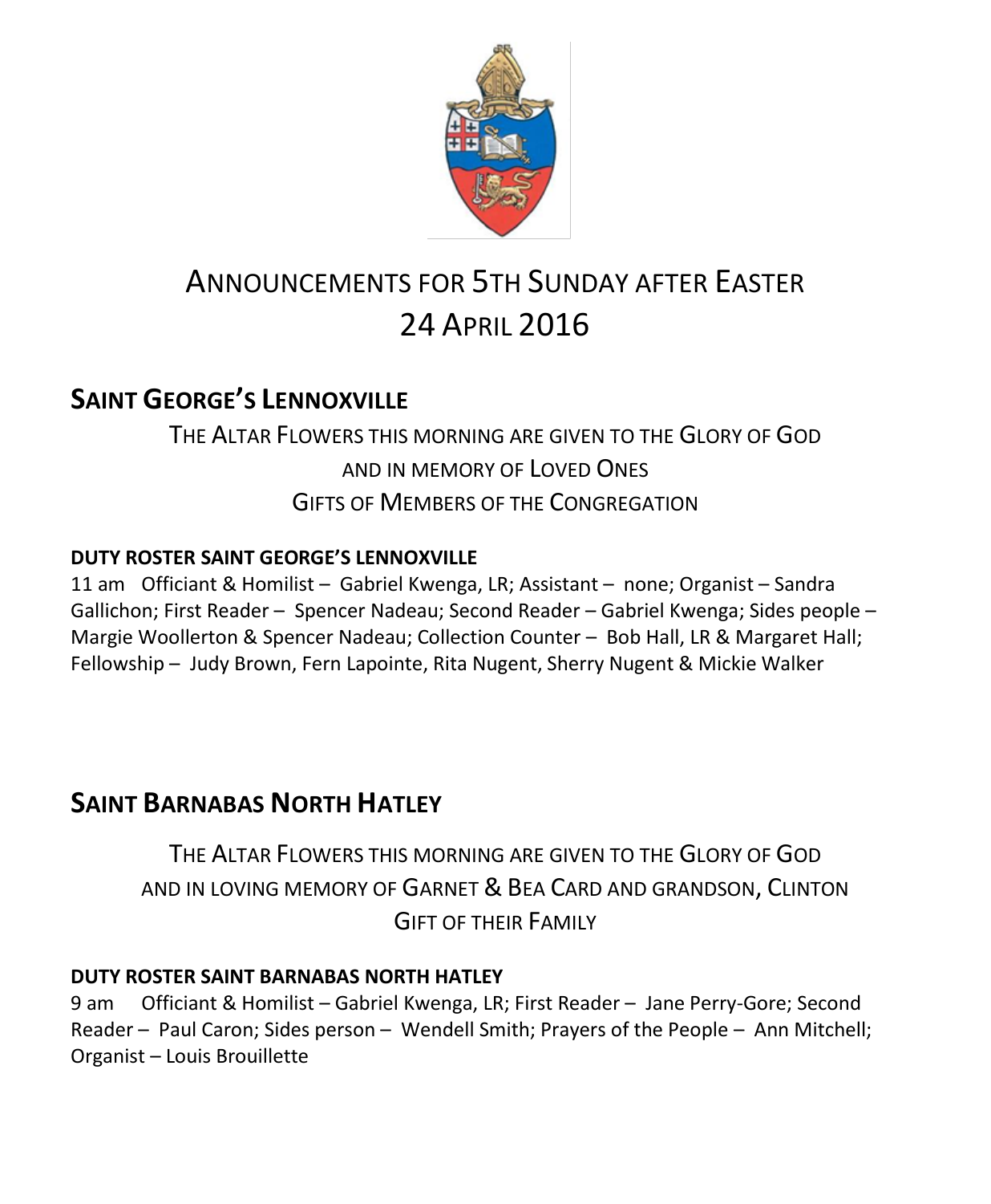# ANNOUNCEMENTS FOR 5TH SUNDAY AFTER EASTER
# 24 APRIL 2016

## SAINT GEORGE'S LENNOXVILLE

THE ALTAR FLOWERS THIS MORNING ARE GIVEN TO THE GLORY OF GOD
AND IN MEMORY OF LOVED ONES
GIFTS OF MEMBERS OF THE CONGREGATION

**DUTY ROSTER SAINT GEORGE'S LENNOXVILLE**

11 am Officiant & Homilist – Gabriel Kwenga, LR; Assistant – none; Organist – Sandra Gallichon; First Reader – Spencer Nadeau; Second Reader – Gabriel Kwenga; Sides people – Margie Woollerton & Spencer Nadeau; Collection Counter – Bob Hall, LR & Margaret Hall; Fellowship – Judy Brown, Fern Lapointe, Rita Nugent, Sherry Nugent & Mickie Walker

## SAINT BARNABAS NORTH HATLEY

THE ALTAR FLOWERS THIS MORNING ARE GIVEN TO THE GLORY OF GOD
AND IN LOVING MEMORY OF GARNET & BEA CARD AND GRANDSON, CLINTON
GIFT OF THEIR FAMILY

**DUTY ROSTER SAINT BARNABAS NORTH HATLEY**

9 am Officiant & Homilist – Gabriel Kwenga, LR; First Reader – Jane Perry-Gore; Second Reader – Paul Caron; Sides person – Wendell Smith; Prayers of the People – Ann Mitchell; Organist – Louis Brouillette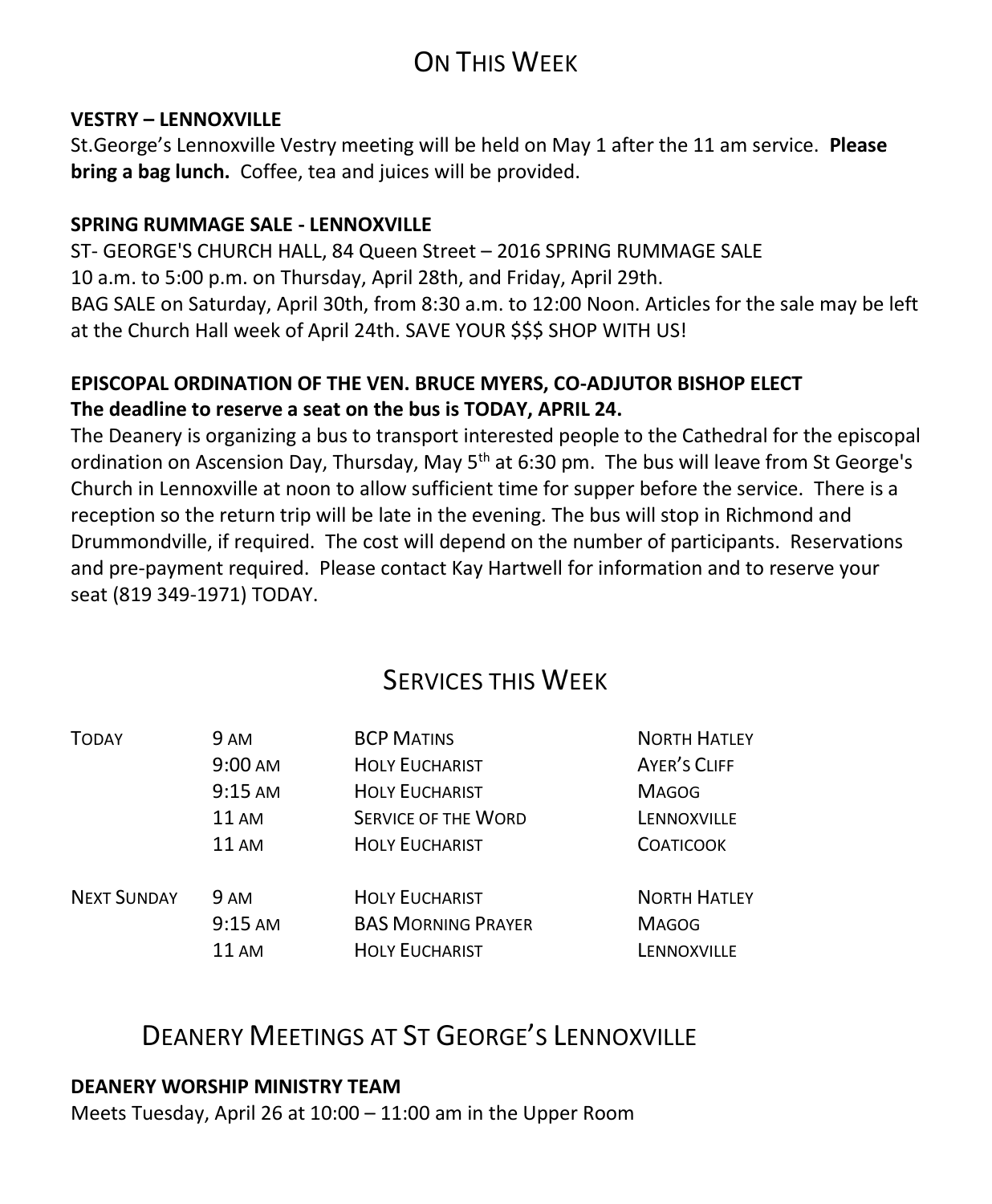# On This Week

**VESTRY – LENNOXVILLE**

St.George's Lennoxville Vestry meeting will be held on May 1 after the 11 am service. **Please bring a bag lunch.** Coffee, tea and juices will be provided.

**SPRING RUMMAGE SALE - LENNOXVILLE**

ST- GEORGE'S CHURCH HALL, 84 Queen Street – 2016 SPRING RUMMAGE SALE
10 a.m. to 5:00 p.m. on Thursday, April 28th, and Friday, April 29th.
BAG SALE on Saturday, April 30th, from 8:30 a.m. to 12:00 Noon. Articles for the sale may be left at the Church Hall week of April 24th. SAVE YOUR $$$ SHOP WITH US!

**EPISCOPAL ORDINATION OF THE VEN. BRUCE MYERS, CO-ADJUTOR BISHOP ELECT**
**The deadline to reserve a seat on the bus is TODAY, APRIL 24.**

The Deanery is organizing a bus to transport interested people to the Cathedral for the episcopal ordination on Ascension Day, Thursday, May 5th at 6:30 pm. The bus will leave from St George's Church in Lennoxville at noon to allow sufficient time for supper before the service. There is a reception so the return trip will be late in the evening. The bus will stop in Richmond and Drummondville, if required. The cost will depend on the number of participants. Reservations and pre-payment required. Please contact Kay Hartwell for information and to reserve your seat (819 349-1971) TODAY.

# Services this Week

| | | | |
|---|---|---|---|
| Today | 9 am | BCP Matins | North Hatley |
| | 9:00 am | Holy Eucharist | Ayer's Cliff |
| | 9:15 am | Holy Eucharist | Magog |
| | 11 am | Service of the Word | Lennoxville |
| | 11 am | Holy Eucharist | Coaticook |
| Next Sunday | 9 am | Holy Eucharist | North Hatley |
| | 9:15 am | BAS Morning Prayer | Magog |
| | 11 am | Holy Eucharist | Lennoxville |

# Deanery Meetings at St George's Lennoxville

**DEANERY WORSHIP MINISTRY TEAM**

Meets Tuesday, April 26 at 10:00 – 11:00 am in the Upper Room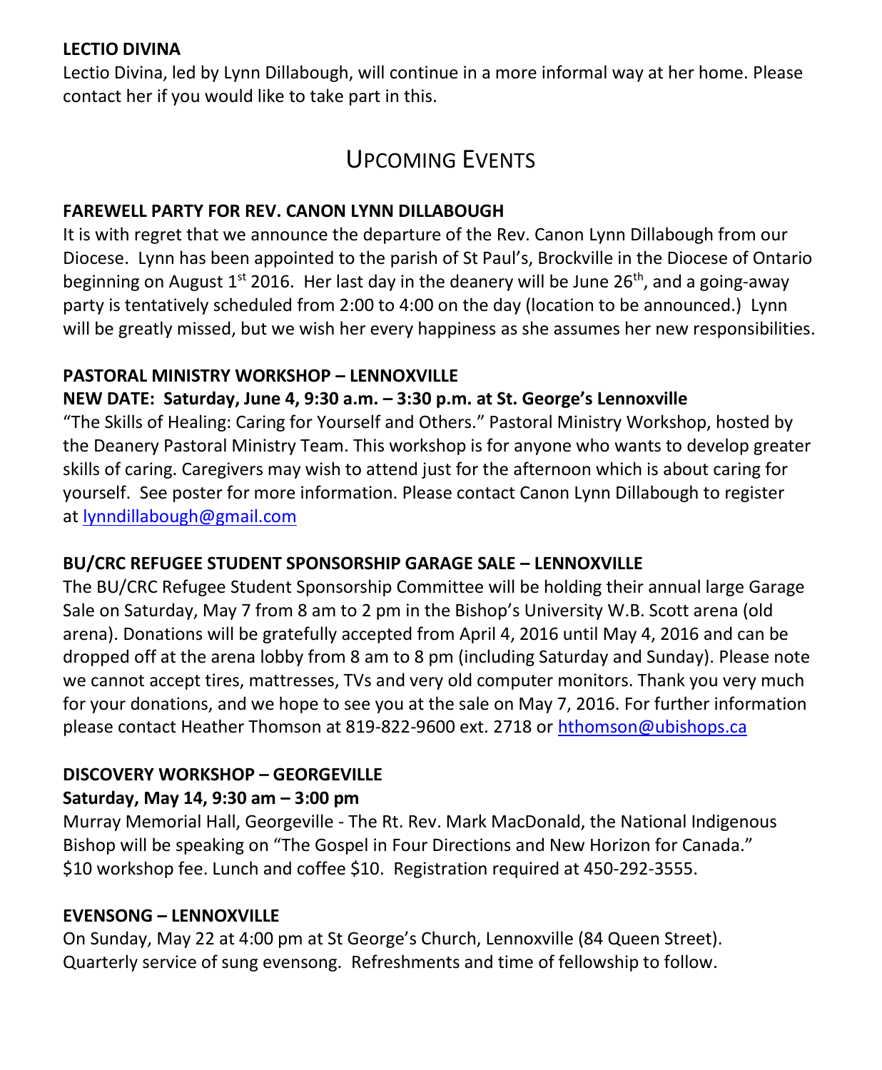**LECTIO DIVINA**

Lectio Divina, led by Lynn Dillabough, will continue in a more informal way at her home. Please contact her if you would like to take part in this.

## UPCOMING EVENTS

**FAREWELL PARTY FOR REV. CANON LYNN DILLABOUGH**

It is with regret that we announce the departure of the Rev. Canon Lynn Dillabough from our Diocese. Lynn has been appointed to the parish of St Paul's, Brockville in the Diocese of Ontario beginning on August 1st 2016. Her last day in the deanery will be June 26th, and a going-away party is tentatively scheduled from 2:00 to 4:00 on the day (location to be announced.) Lynn will be greatly missed, but we wish her every happiness as she assumes her new responsibilities.

**PASTORAL MINISTRY WORKSHOP – LENNOXVILLE**

**NEW DATE: Saturday, June 4, 9:30 a.m. – 3:30 p.m. at St. George's Lennoxville**

"The Skills of Healing: Caring for Yourself and Others." Pastoral Ministry Workshop, hosted by the Deanery Pastoral Ministry Team. This workshop is for anyone who wants to develop greater skills of caring. Caregivers may wish to attend just for the afternoon which is about caring for yourself. See poster for more information. Please contact Canon Lynn Dillabough to register at lynndillabough@gmail.com

**BU/CRC REFUGEE STUDENT SPONSORSHIP GARAGE SALE – LENNOXVILLE**

The BU/CRC Refugee Student Sponsorship Committee will be holding their annual large Garage Sale on Saturday, May 7 from 8 am to 2 pm in the Bishop's University W.B. Scott arena (old arena). Donations will be gratefully accepted from April 4, 2016 until May 4, 2016 and can be dropped off at the arena lobby from 8 am to 8 pm (including Saturday and Sunday). Please note we cannot accept tires, mattresses, TVs and very old computer monitors. Thank you very much for your donations, and we hope to see you at the sale on May 7, 2016. For further information please contact Heather Thomson at 819-822-9600 ext. 2718 or hthomson@ubishops.ca

**DISCOVERY WORKSHOP – GEORGEVILLE**

**Saturday, May 14, 9:30 am – 3:00 pm**

Murray Memorial Hall, Georgeville - The Rt. Rev. Mark MacDonald, the National Indigenous Bishop will be speaking on "The Gospel in Four Directions and New Horizon for Canada." $10 workshop fee. Lunch and coffee $10. Registration required at 450-292-3555.

**EVENSONG – LENNOXVILLE**

On Sunday, May 22 at 4:00 pm at St George's Church, Lennoxville (84 Queen Street). Quarterly service of sung evensong. Refreshments and time of fellowship to follow.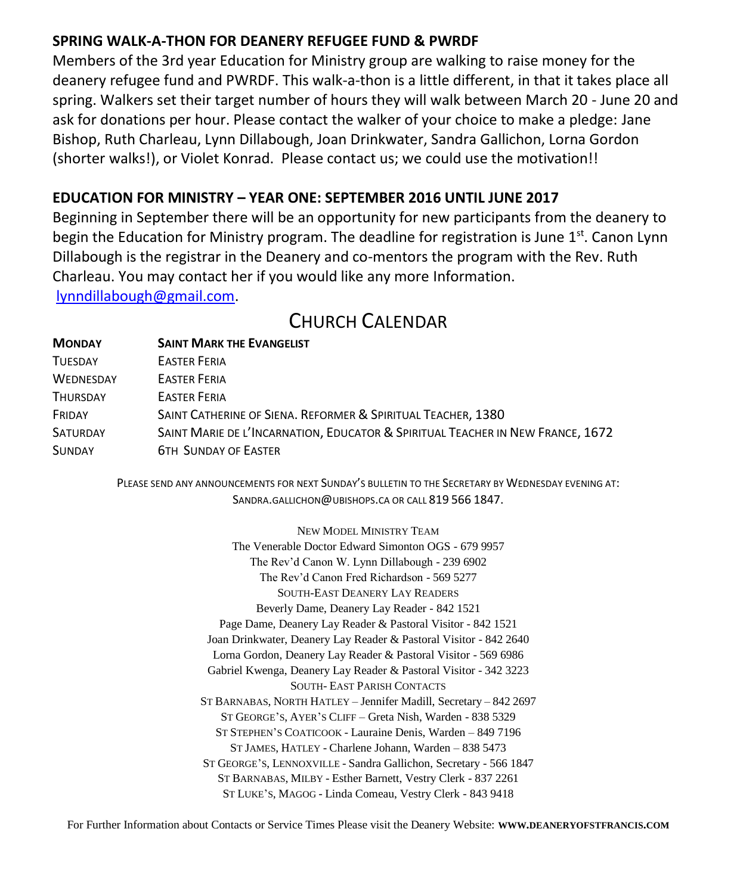### SPRING WALK-A-THON FOR DEANERY REFUGEE FUND & PWRDF

Members of the 3rd year Education for Ministry group are walking to raise money for the deanery refugee fund and PWRDF. This walk-a-thon is a little different, in that it takes place all spring. Walkers set their target number of hours they will walk between March 20 - June 20 and ask for donations per hour. Please contact the walker of your choice to make a pledge: Jane Bishop, Ruth Charleau, Lynn Dillabough, Joan Drinkwater, Sandra Gallichon, Lorna Gordon (shorter walks!), or Violet Konrad. Please contact us; we could use the motivation!!

### EDUCATION FOR MINISTRY – YEAR ONE: SEPTEMBER 2016 UNTIL JUNE 2017

Beginning in September there will be an opportunity for new participants from the deanery to begin the Education for Ministry program. The deadline for registration is June 1st. Canon Lynn Dillabough is the registrar in the Deanery and co-mentors the program with the Rev. Ruth Charleau. You may contact her if you would like any more Information. lynndillabough@gmail.com.

## CHURCH CALENDAR

| | |
|---|---|
| **MONDAY** | **SAINT MARK THE EVANGELIST** |
| TUESDAY | EASTER FERIA |
| WEDNESDAY | EASTER FERIA |
| THURSDAY | EASTER FERIA |
| FRIDAY | SAINT CATHERINE OF SIENA. REFORMER & SPIRITUAL TEACHER, 1380 |
| SATURDAY | SAINT MARIE DE L'INCARNATION, EDUCATOR & SPIRITUAL TEACHER IN NEW FRANCE, 1672 |
| SUNDAY | 6TH SUNDAY OF EASTER |

PLEASE SEND ANY ANNOUNCEMENTS FOR NEXT SUNDAY'S BULLETIN TO THE SECRETARY BY WEDNESDAY EVENING AT: SANDRA.GALLICHON@UBISHOPS.CA OR CALL 819 566 1847.

NEW MODEL MINISTRY TEAM

The Venerable Doctor Edward Simonton OGS - 679 9957

The Rev'd Canon W. Lynn Dillabough - 239 6902

The Rev'd Canon Fred Richardson - 569 5277

SOUTH-EAST DEANERY LAY READERS

Beverly Dame, Deanery Lay Reader - 842 1521

Page Dame, Deanery Lay Reader & Pastoral Visitor - 842 1521

Joan Drinkwater, Deanery Lay Reader & Pastoral Visitor - 842 2640

Lorna Gordon, Deanery Lay Reader & Pastoral Visitor - 569 6986

Gabriel Kwenga, Deanery Lay Reader & Pastoral Visitor - 342 3223

SOUTH- EAST PARISH CONTACTS

ST BARNABAS, NORTH HATLEY – Jennifer Madill, Secretary – 842 2697

ST GEORGE'S, AYER'S CLIFF – Greta Nish, Warden - 838 5329

ST STEPHEN'S COATICOOK - Lauraine Denis, Warden – 849 7196

ST JAMES, HATLEY - Charlene Johann, Warden – 838 5473

ST GEORGE'S, LENNOXVILLE - Sandra Gallichon, Secretary - 566 1847

ST BARNABAS, MILBY - Esther Barnett, Vestry Clerk - 837 2261

ST LUKE'S, MAGOG - Linda Comeau, Vestry Clerk - 843 9418

For Further Information about Contacts or Service Times Please visit the Deanery Website: **WWW.DEANERYOFSTFRANCIS.COM**